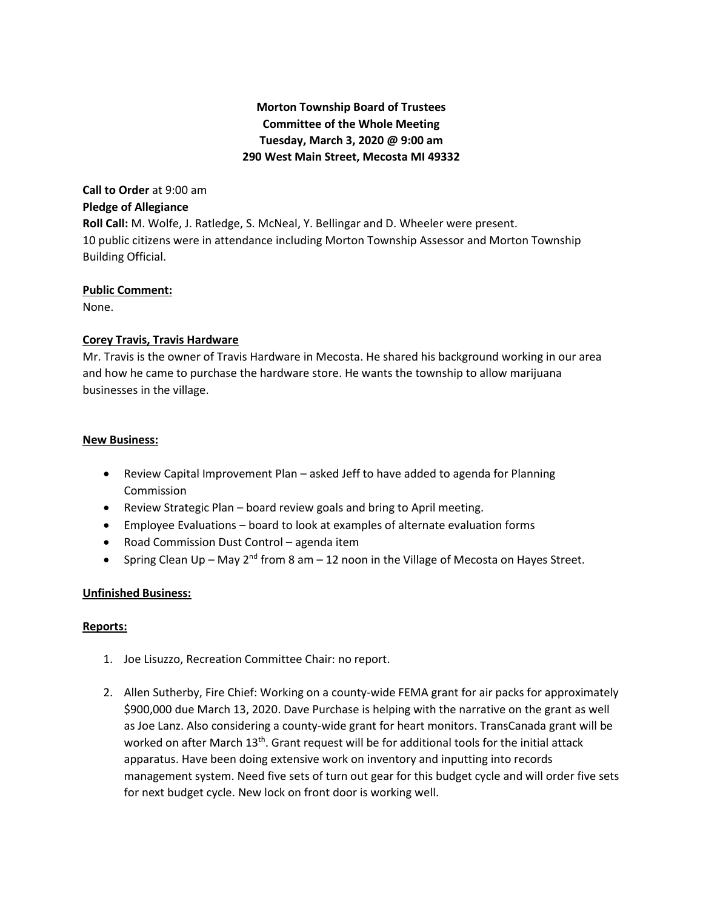**Morton Township Board of Trustees**
**Committee of the Whole Meeting**
**Tuesday, March 3, 2020 @ 9:00 am**
**290 West Main Street, Mecosta MI 49332**

**Call to Order** at 9:00 am
**Pledge of Allegiance**
**Roll Call:** M. Wolfe, J. Ratledge, S. McNeal, Y. Bellingar and D. Wheeler were present.
10 public citizens were in attendance including Morton Township Assessor and Morton Township Building Official.

**Public Comment:**
None.

**Corey Travis, Travis Hardware**
Mr. Travis is the owner of Travis Hardware in Mecosta. He shared his background working in our area and how he came to purchase the hardware store. He wants the township to allow marijuana businesses in the village.

**New Business:**

- Review Capital Improvement Plan – asked Jeff to have added to agenda for Planning Commission
- Review Strategic Plan – board review goals and bring to April meeting.
- Employee Evaluations – board to look at examples of alternate evaluation forms
- Road Commission Dust Control – agenda item
- Spring Clean Up – May 2nd from 8 am – 12 noon in the Village of Mecosta on Hayes Street.

**Unfinished Business:**

**Reports:**

1. Joe Lisuzzo, Recreation Committee Chair: no report.

2. Allen Sutherby, Fire Chief: Working on a county-wide FEMA grant for air packs for approximately \$900,000 due March 13, 2020. Dave Purchase is helping with the narrative on the grant as well as Joe Lanz. Also considering a county-wide grant for heart monitors. TransCanada grant will be worked on after March 13th. Grant request will be for additional tools for the initial attack apparatus. Have been doing extensive work on inventory and inputting into records management system. Need five sets of turn out gear for this budget cycle and will order five sets for next budget cycle. New lock on front door is working well.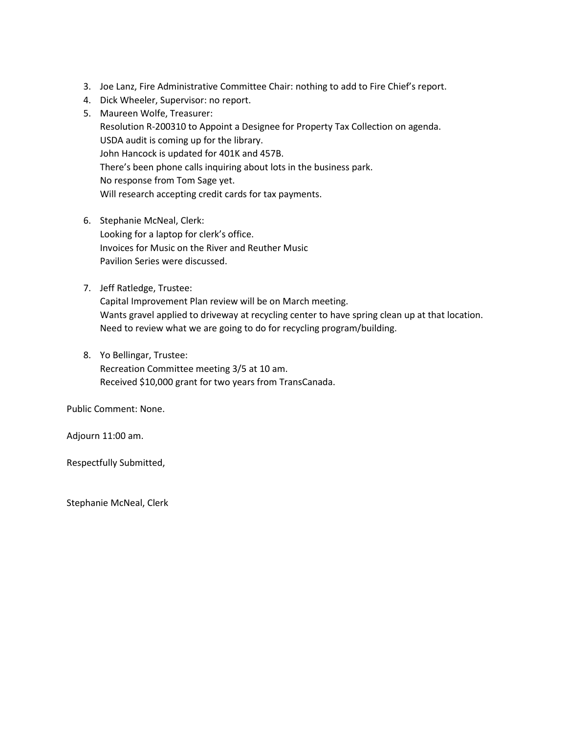3. Joe Lanz, Fire Administrative Committee Chair: nothing to add to Fire Chief's report.
4. Dick Wheeler, Supervisor: no report.
5. Maureen Wolfe, Treasurer:
   Resolution R-200310 to Appoint a Designee for Property Tax Collection on agenda.
   USDA audit is coming up for the library.
   John Hancock is updated for 401K and 457B.
   There's been phone calls inquiring about lots in the business park.
   No response from Tom Sage yet.
   Will research accepting credit cards for tax payments.

6. Stephanie McNeal, Clerk:
   Looking for a laptop for clerk's office.
   Invoices for Music on the River and Reuther Music
   Pavilion Series were discussed.

7. Jeff Ratledge, Trustee:
   Capital Improvement Plan review will be on March meeting.
   Wants gravel applied to driveway at recycling center to have spring clean up at that location.
   Need to review what we are going to do for recycling program/building.

8. Yo Bellingar, Trustee:
   Recreation Committee meeting 3/5 at 10 am.
   Received $10,000 grant for two years from TransCanada.

Public Comment: None.

Adjourn 11:00 am.

Respectfully Submitted,

Stephanie McNeal, Clerk